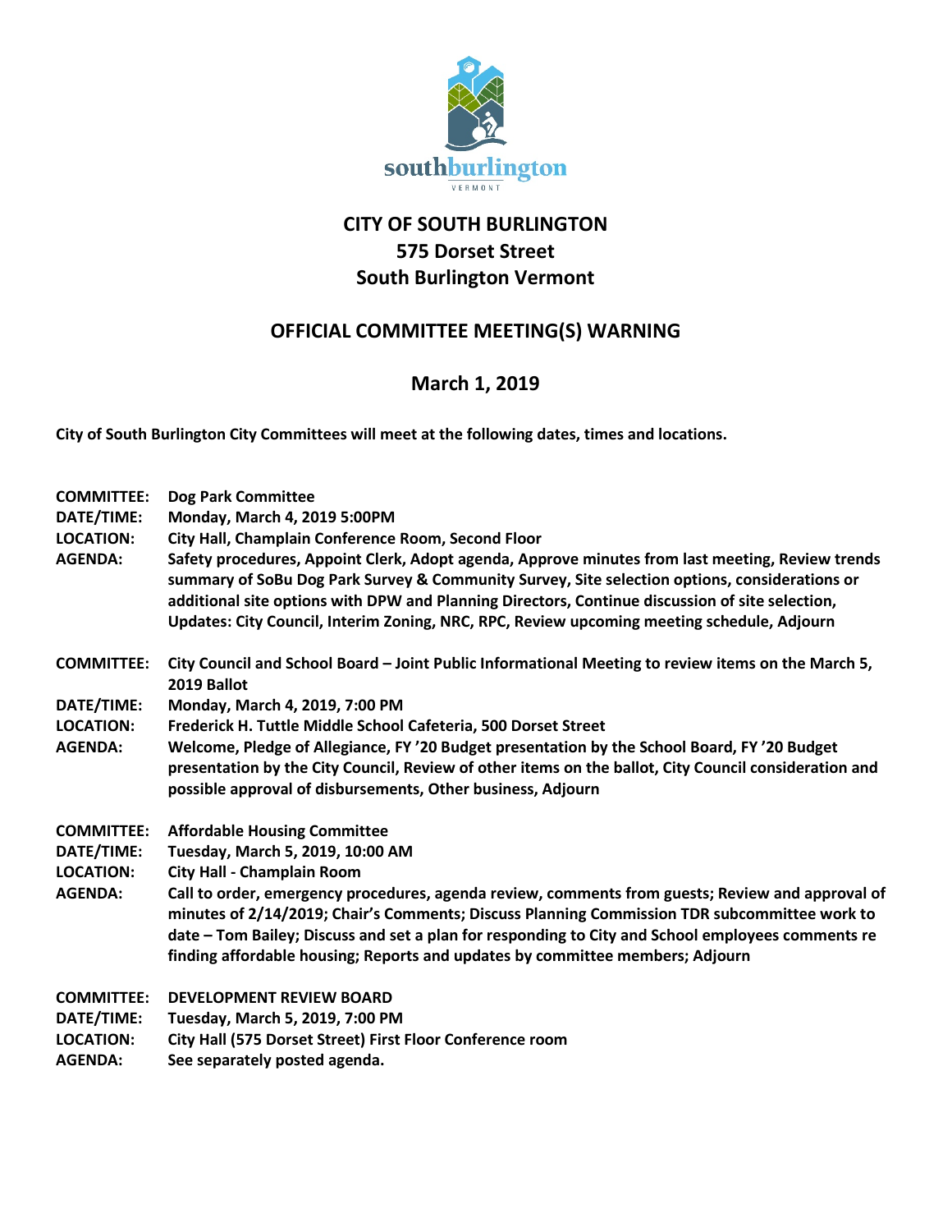# CITY OF SOUTH BURLINGTON
## 575 Dorset Street
## South Burlington Vermont

## OFFICIAL COMMITTEE MEETING(S) WARNING

### March 1, 2019

**City of South Burlington City Committees will meet at the following dates, times and locations.**

**COMMITTEE:** **Dog Park Committee**
**DATE/TIME:** **Monday, March 4, 2019 5:00PM**
**LOCATION:** **City Hall, Champlain Conference Room, Second Floor**
**AGENDA:** **Safety procedures, Appoint Clerk, Adopt agenda, Approve minutes from last meeting, Review trends summary of SoBu Dog Park Survey & Community Survey, Site selection options, considerations or additional site options with DPW and Planning Directors, Continue discussion of site selection, Updates: City Council, Interim Zoning, NRC, RPC, Review upcoming meeting schedule, Adjourn**

**COMMITTEE:** **City Council and School Board – Joint Public Informational Meeting to review items on the March 5, 2019 Ballot**
**DATE/TIME:** **Monday, March 4, 2019, 7:00 PM**
**LOCATION:** **Frederick H. Tuttle Middle School Cafeteria, 500 Dorset Street**
**AGENDA:** **Welcome, Pledge of Allegiance, FY '20 Budget presentation by the School Board, FY '20 Budget presentation by the City Council, Review of other items on the ballot, City Council consideration and possible approval of disbursements, Other business, Adjourn**

**COMMITTEE:** **Affordable Housing Committee**
**DATE/TIME:** **Tuesday, March 5, 2019, 10:00 AM**
**LOCATION:** **City Hall - Champlain Room**
**AGENDA:** **Call to order, emergency procedures, agenda review, comments from guests; Review and approval of minutes of 2/14/2019; Chair's Comments; Discuss Planning Commission TDR subcommittee work to date – Tom Bailey; Discuss and set a plan for responding to City and School employees comments re finding affordable housing; Reports and updates by committee members; Adjourn**

**COMMITTEE:** **DEVELOPMENT REVIEW BOARD**
**DATE/TIME:** **Tuesday, March 5, 2019, 7:00 PM**
**LOCATION:** **City Hall (575 Dorset Street) First Floor Conference room**
**AGENDA:** **See separately posted agenda.**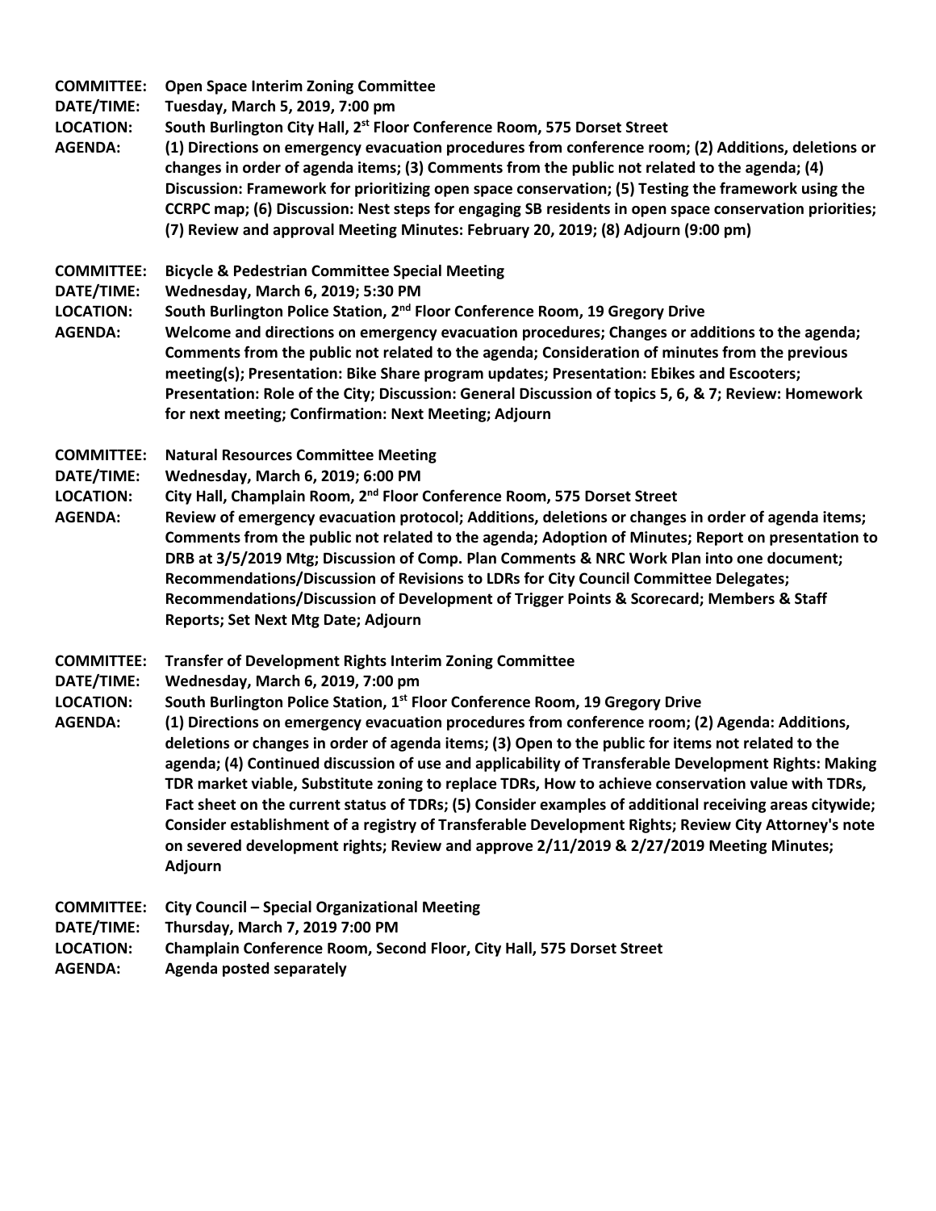**COMMITTEE:** **Open Space Interim Zoning Committee**
**DATE/TIME:** **Tuesday, March 5, 2019, 7:00 pm**
**LOCATION:** **South Burlington City Hall, 2nd Floor Conference Room, 575 Dorset Street**
**AGENDA:** **(1) Directions on emergency evacuation procedures from conference room; (2) Additions, deletions or changes in order of agenda items; (3) Comments from the public not related to the agenda; (4) Discussion: Framework for prioritizing open space conservation; (5) Testing the framework using the CCRPC map; (6) Discussion: Nest steps for engaging SB residents in open space conservation priorities; (7) Review and approval Meeting Minutes: February 20, 2019; (8) Adjourn (9:00 pm)**

**COMMITTEE:** **Bicycle & Pedestrian Committee Special Meeting**
**DATE/TIME:** **Wednesday, March 6, 2019; 5:30 PM**
**LOCATION:** **South Burlington Police Station, 2nd Floor Conference Room, 19 Gregory Drive**
**AGENDA:** **Welcome and directions on emergency evacuation procedures; Changes or additions to the agenda; Comments from the public not related to the agenda; Consideration of minutes from the previous meeting(s); Presentation: Bike Share program updates; Presentation: Ebikes and Escooters; Presentation: Role of the City; Discussion: General Discussion of topics 5, 6, & 7; Review: Homework for next meeting; Confirmation: Next Meeting; Adjourn**

**COMMITTEE:** **Natural Resources Committee Meeting**
**DATE/TIME:** **Wednesday, March 6, 2019; 6:00 PM**
**LOCATION:** **City Hall, Champlain Room, 2nd Floor Conference Room, 575 Dorset Street**
**AGENDA:** **Review of emergency evacuation protocol; Additions, deletions or changes in order of agenda items; Comments from the public not related to the agenda; Adoption of Minutes; Report on presentation to DRB at 3/5/2019 Mtg; Discussion of Comp. Plan Comments & NRC Work Plan into one document; Recommendations/Discussion of Revisions to LDRs for City Council Committee Delegates; Recommendations/Discussion of Development of Trigger Points & Scorecard; Members & Staff Reports; Set Next Mtg Date; Adjourn**

**COMMITTEE:** **Transfer of Development Rights Interim Zoning Committee**
**DATE/TIME:** **Wednesday, March 6, 2019, 7:00 pm**
**LOCATION:** **South Burlington Police Station, 1st Floor Conference Room, 19 Gregory Drive**
**AGENDA:** **(1) Directions on emergency evacuation procedures from conference room; (2) Agenda: Additions, deletions or changes in order of agenda items; (3) Open to the public for items not related to the agenda; (4) Continued discussion of use and applicability of Transferable Development Rights: Making TDR market viable, Substitute zoning to replace TDRs, How to achieve conservation value with TDRs, Fact sheet on the current status of TDRs; (5) Consider examples of additional receiving areas citywide; Consider establishment of a registry of Transferable Development Rights; Review City Attorney's note on severed development rights; Review and approve 2/11/2019 & 2/27/2019 Meeting Minutes; Adjourn**

**COMMITTEE:** **City Council – Special Organizational Meeting**
**DATE/TIME:** **Thursday, March 7, 2019 7:00 PM**
**LOCATION:** **Champlain Conference Room, Second Floor, City Hall, 575 Dorset Street**
**AGENDA:** **Agenda posted separately**